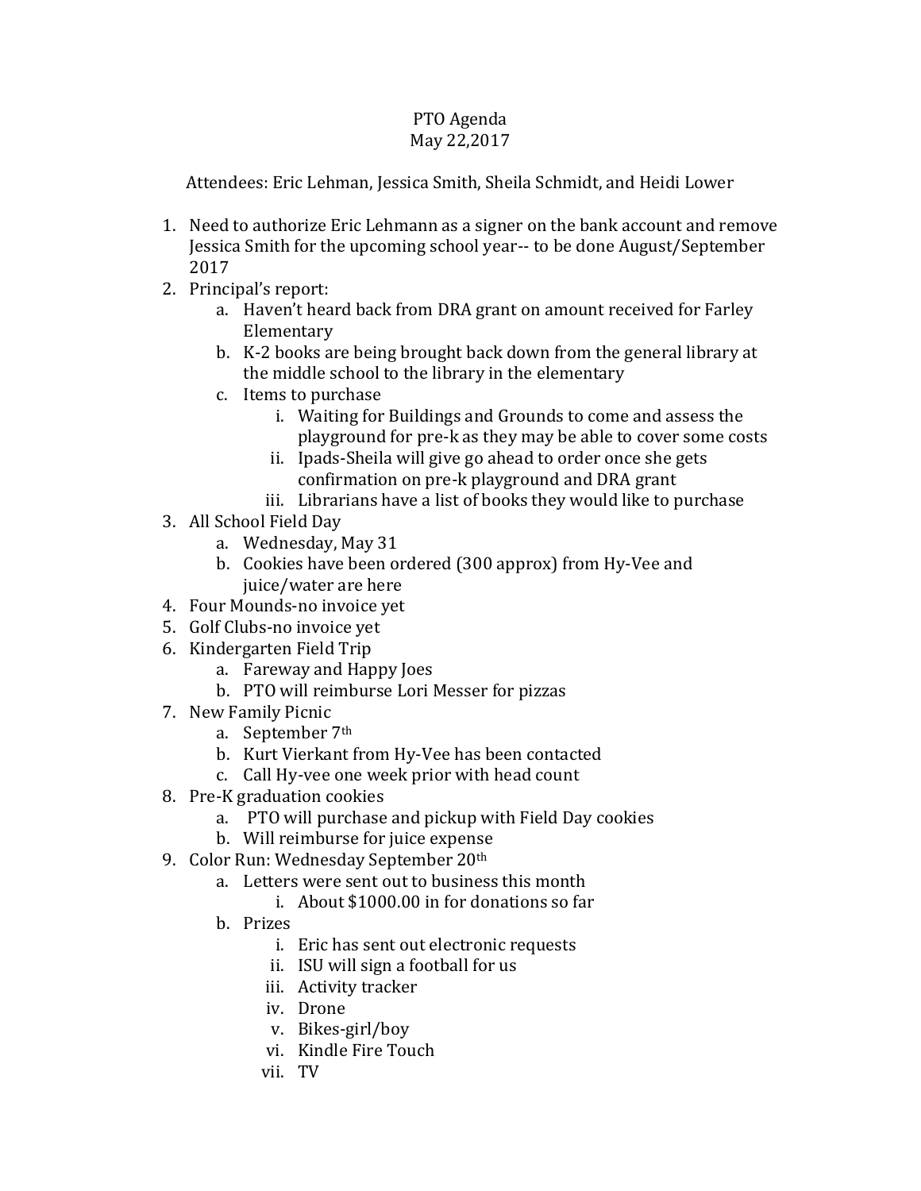# PTO Agenda
## May 22,2017

Attendees: Eric Lehman, Jessica Smith, Sheila Schmidt, and Heidi Lower

1. Need to authorize Eric Lehmann as a signer on the bank account and remove Jessica Smith for the upcoming school year-- to be done August/September 2017
2. Principal's report:
   a. Haven't heard back from DRA grant on amount received for Farley Elementary
   b. K-2 books are being brought back down from the general library at the middle school to the library in the elementary
   c. Items to purchase
      i. Waiting for Buildings and Grounds to come and assess the playground for pre-k as they may be able to cover some costs
      ii. Ipads-Sheila will give go ahead to order once she gets confirmation on pre-k playground and DRA grant
      iii. Librarians have a list of books they would like to purchase
3. All School Field Day
   a. Wednesday, May 31
   b. Cookies have been ordered (300 approx) from Hy-Vee and juice/water are here
4. Four Mounds-no invoice yet
5. Golf Clubs-no invoice yet
6. Kindergarten Field Trip
   a. Fareway and Happy Joes
   b. PTO will reimburse Lori Messer for pizzas
7. New Family Picnic
   a. September 7th
   b. Kurt Vierkant from Hy-Vee has been contacted
   c. Call Hy-vee one week prior with head count
8. Pre-K graduation cookies
   a. PTO will purchase and pickup with Field Day cookies
   b. Will reimburse for juice expense
9. Color Run: Wednesday September 20th
   a. Letters were sent out to business this month
      i. About $1000.00 in for donations so far
   b. Prizes
      i. Eric has sent out electronic requests
      ii. ISU will sign a football for us
      iii. Activity tracker
      iv. Drone
      v. Bikes-girl/boy
      vi. Kindle Fire Touch
      vii. TV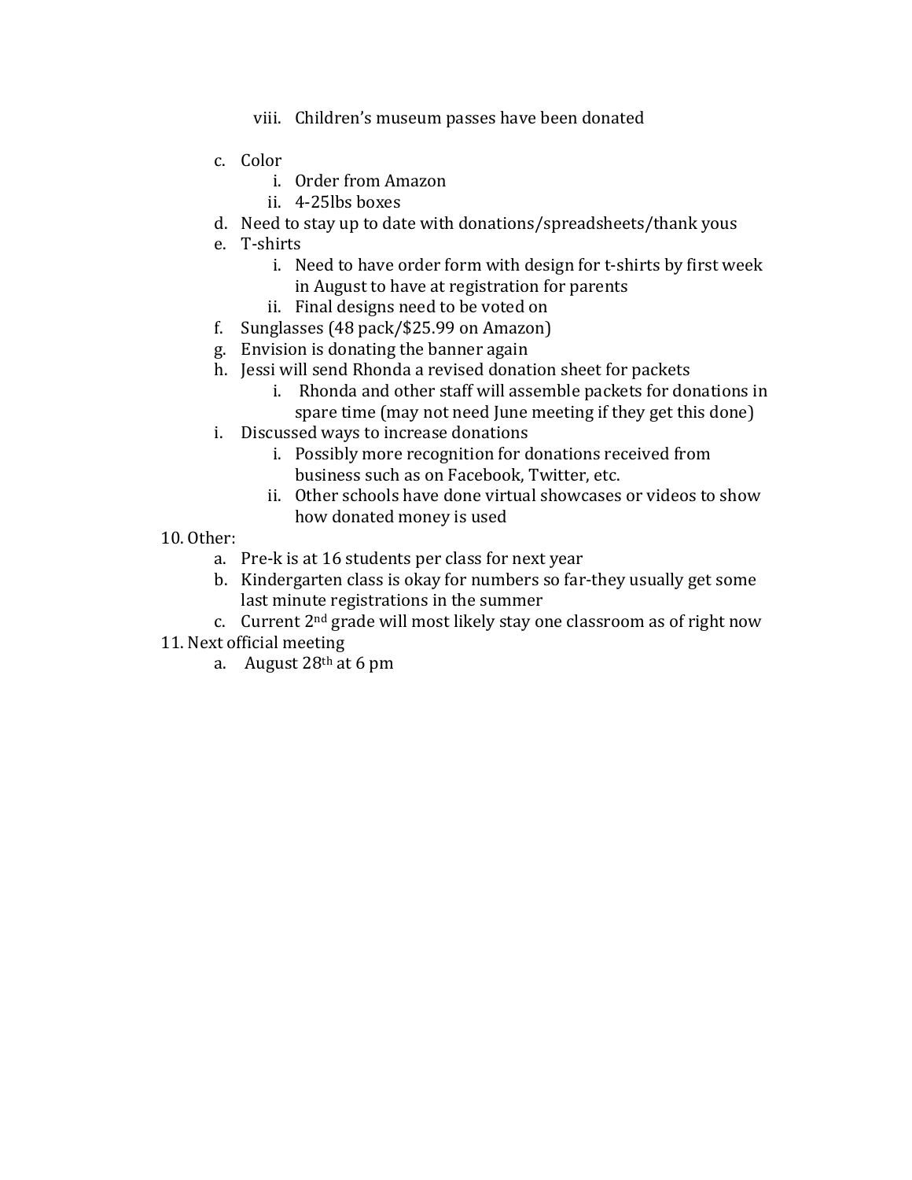- viii. Children's museum passes have been donated

- c. Color
    - i. Order from Amazon
    - ii. 4-25lbs boxes
- d. Need to stay up to date with donations/spreadsheets/thank yous
- e. T-shirts
    - i. Need to have order form with design for t-shirts by first week in August to have at registration for parents
    - ii. Final designs need to be voted on
- f. Sunglasses (48 pack/$25.99 on Amazon)
- g. Envision is donating the banner again
- h. Jessi will send Rhonda a revised donation sheet for packets
    - i. Rhonda and other staff will assemble packets for donations in spare time (may not need June meeting if they get this done)
- i. Discussed ways to increase donations
    - i. Possibly more recognition for donations received from business such as on Facebook, Twitter, etc.
    - ii. Other schools have done virtual showcases or videos to show how donated money is used

10. Other:
    - a. Pre-k is at 16 students per class for next year
    - b. Kindergarten class is okay for numbers so far-they usually get some last minute registrations in the summer
    - c. Current 2nd grade will most likely stay one classroom as of right now
11. Next official meeting
    - a. August 28th at 6 pm